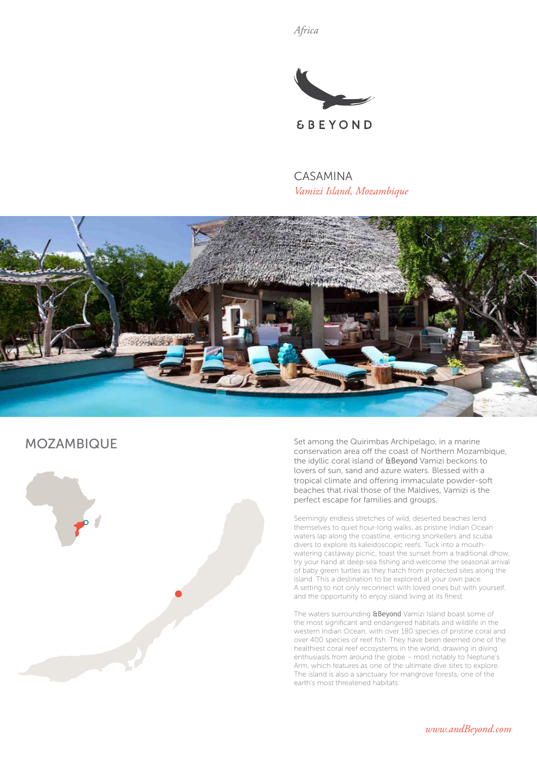*Africa*

&BEYOND

# CASAMINA

*Vamizi Island, Mozambique*

## MOZAMBIQUE

Set among the Quirimbas Archipelago, in a marine conservation area off the coast of Northern Mozambique, the idyllic coral island of **&Beyond** Vamizi beckons to lovers of sun, sand and azure waters. Blessed with a tropical climate and offering immaculate powder-soft beaches that rival those of the Maldives, Vamizi is the perfect escape for families and groups.

Seemingly endless stretches of wild, deserted beaches lend themselves to quiet hour-long walks, as pristine Indian Ocean waters lap along the coastline, enticing snorkellers and scuba divers to explore its kaleidoscopic reefs. Tuck into a mouth-watering castaway picnic, toast the sunset from a traditional dhow, try your hand at deep-sea fishing and welcome the seasonal arrival of baby green turtles as they hatch from protected sites along the island. This a destination to be explored at your own pace. A setting to not only reconnect with loved ones but with yourself, and the opportunity to enjoy island living at its finest.

The waters surrounding **&Beyond** Vamizi Island boast some of the most significant and endangered habitats and wildlife in the western Indian Ocean, with over 180 species of pristine coral and over 400 species of reef fish. They have been deemed one of the healthiest coral reef ecosystems in the world, drawing in diving enthusiasts from around the globe – most notably to Neptune's Arm, which features as one of the ultimate dive sites to explore. The island is also a sanctuary for mangrove forests, one of the earth's most threatened habitats.

*www.andBeyond.com*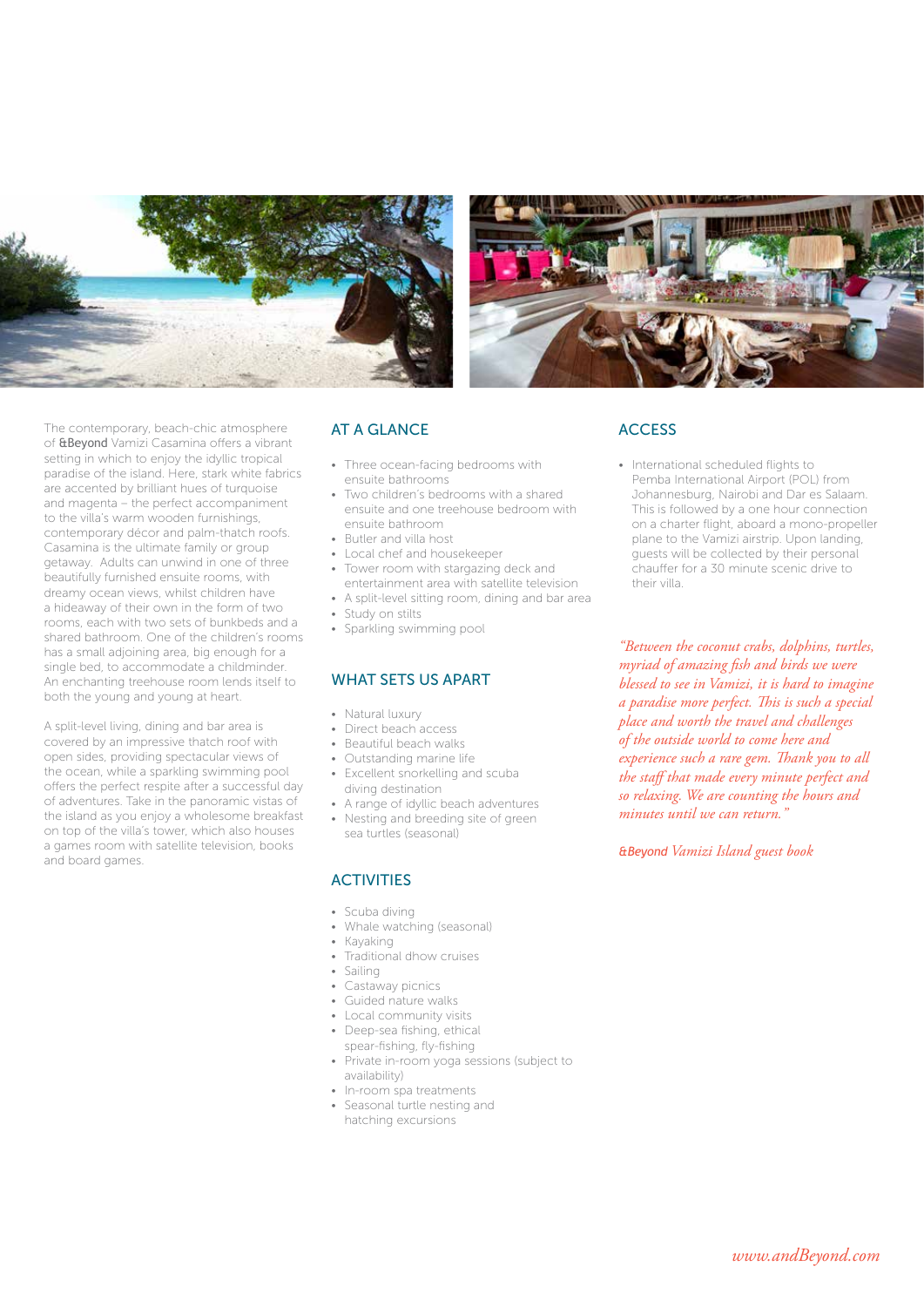The contemporary, beach-chic atmosphere of &Beyond Vamizi Casamina offers a vibrant setting in which to enjoy the idyllic tropical paradise of the island. Here, stark white fabrics are accented by brilliant hues of turquoise and magenta – the perfect accompaniment to the villa's warm wooden furnishings, contemporary décor and palm-thatch roofs. Casamina is the ultimate family or group getaway. Adults can unwind in one of three beautifully furnished ensuite rooms, with dreamy ocean views, whilst children have a hideaway of their own in the form of two rooms, each with two sets of bunkbeds and a shared bathroom. One of the children's rooms has a small adjoining area, big enough for a single bed, to accommodate a childminder. An enchanting treehouse room lends itself to both the young and young at heart.

A split-level living, dining and bar area is covered by an impressive thatch roof with open sides, providing spectacular views of the ocean, while a sparkling swimming pool offers the perfect respite after a successful day of adventures. Take in the panoramic vistas of the island as you enjoy a wholesome breakfast on top of the villa's tower, which also houses a games room with satellite television, books and board games.

## AT A GLANCE

- Three ocean-facing bedrooms with ensuite bathrooms
- Two children's bedrooms with a shared ensuite and one treehouse bedroom with ensuite bathroom
- Butler and villa host
- Local chef and housekeeper
- Tower room with stargazing deck and entertainment area with satellite television
- A split-level sitting room, dining and bar area
- Study on stilts
- Sparkling swimming pool

## WHAT SETS US APART

- Natural luxury
- Direct beach access
- Beautiful beach walks
- Outstanding marine life
- Excellent snorkelling and scuba diving destination
- A range of idyllic beach adventures
- Nesting and breeding site of green sea turtles (seasonal)

## ACTIVITIES

- Scuba diving
- Whale watching (seasonal)
- Kayaking
- Traditional dhow cruises
- Sailing
- Castaway picnics
- Guided nature walks
- Local community visits
- Deep-sea fishing, ethical spear-fishing, fly-fishing
- Private in-room yoga sessions (subject to availability)
- In-room spa treatments
- Seasonal turtle nesting and hatching excursions

## ACCESS

- International scheduled flights to Pemba International Airport (POL) from Johannesburg, Nairobi and Dar es Salaam. This is followed by a one hour connection on a charter flight, aboard a mono-propeller plane to the Vamizi airstrip. Upon landing, guests will be collected by their personal chauffer for a 30 minute scenic drive to their villa.

*"Between the coconut crabs, dolphins, turtles, myriad of amazing fish and birds we were blessed to see in Vamizi, it is hard to imagine a paradise more perfect. This is such a special place and worth the travel and challenges of the outside world to come here and experience such a rare gem. Thank you to all the staff that made every minute perfect and so relaxing. We are counting the hours and minutes until we can return."*

*&Beyond Vamizi Island guest book*

*www.andBeyond.com*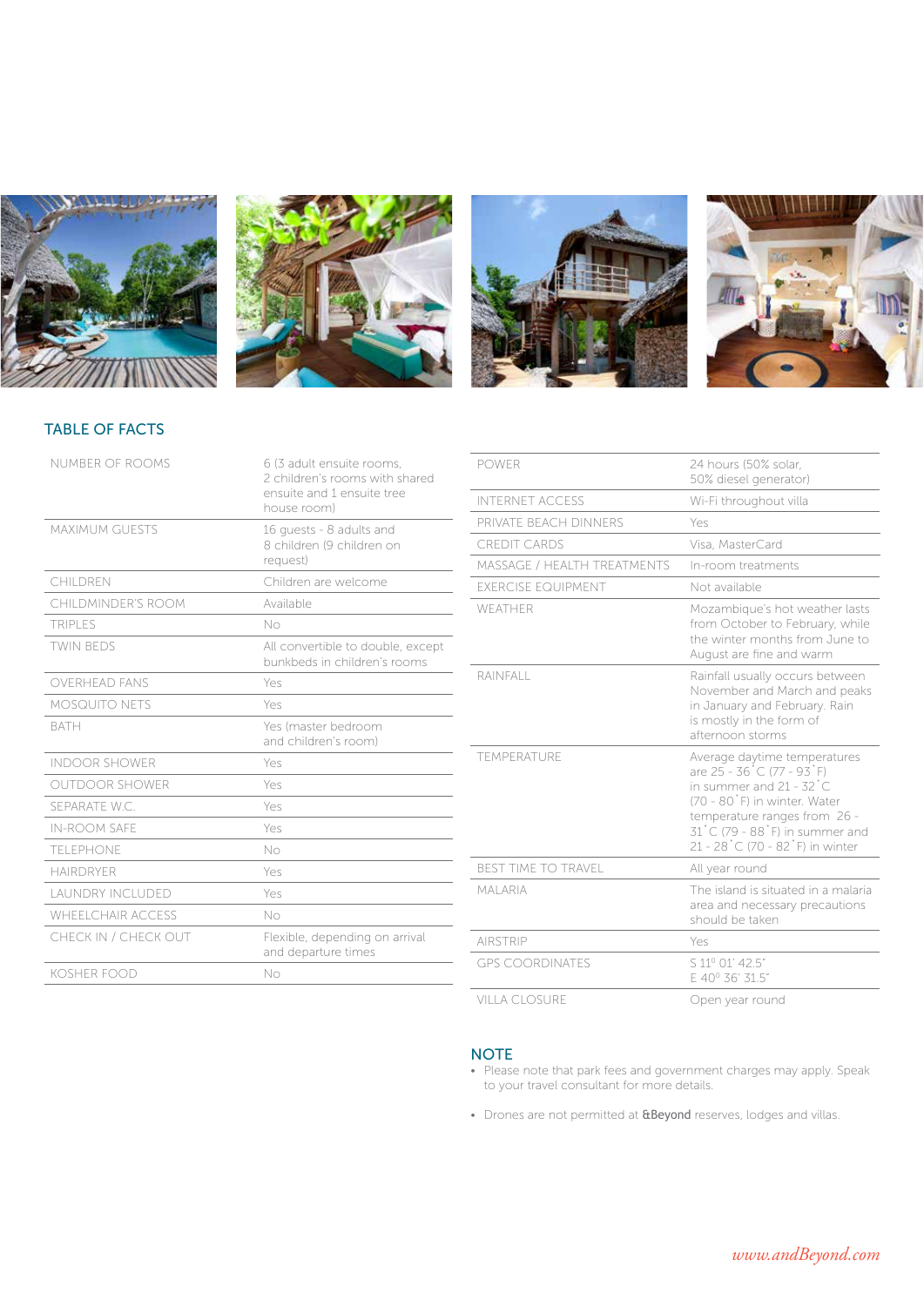## TABLE OF FACTS

| | |
|---|---|
| NUMBER OF ROOMS | 6 (3 adult ensuite rooms, 2 children's rooms with shared ensuite and 1 ensuite tree house room) |
| MAXIMUM GUESTS | 16 guests - 8 adults and 8 children (9 children on request) |
| CHILDREN | Children are welcome |
| CHILDMINDER'S ROOM | Available |
| TRIPLES | No |
| TWIN BEDS | All convertible to double, except bunkbeds in children's rooms |
| OVERHEAD FANS | Yes |
| MOSQUITO NETS | Yes |
| BATH | Yes (master bedroom and children's room) |
| INDOOR SHOWER | Yes |
| OUTDOOR SHOWER | Yes |
| SEPARATE W.C. | Yes |
| IN-ROOM SAFE | Yes |
| TELEPHONE | No |
| HAIRDRYER | Yes |
| LAUNDRY INCLUDED | Yes |
| WHEELCHAIR ACCESS | No |
| CHECK IN / CHECK OUT | Flexible, depending on arrival and departure times |
| KOSHER FOOD | No |

| | |
|---|---|
| POWER | 24 hours (50% solar, 50% diesel generator) |
| INTERNET ACCESS | Wi-Fi throughout villa |
| PRIVATE BEACH DINNERS | Yes |
| CREDIT CARDS | Visa, MasterCard |
| MASSAGE / HEALTH TREATMENTS | In-room treatments |
| EXERCISE EQUIPMENT | Not available |
| WEATHER | Mozambique's hot weather lasts from October to February, while the winter months from June to August are fine and warm |
| RAINFALL | Rainfall usually occurs between November and March and peaks in January and February. Rain is mostly in the form of afternoon storms |
| TEMPERATURE | Average daytime temperatures are 25 - 36˚C (77 - 93˚F) in summer and 21 - 32˚C (70 - 80˚F) in winter. Water temperature ranges from 26 - 31˚C (79 - 88˚F) in summer and 21 - 28˚C (70 - 82˚F) in winter |
| BEST TIME TO TRAVEL | All year round |
| MALARIA | The island is situated in a malaria area and necessary precautions should be taken |
| AIRSTRIP | Yes |
| GPS COORDINATES | S 11º 01' 42.5" E 40º 36' 31.5" |
| VILLA CLOSURE | Open year round |

## NOTE

- Please note that park fees and government charges may apply. Speak to your travel consultant for more details.
- Drones are not permitted at &Beyond reserves, lodges and villas.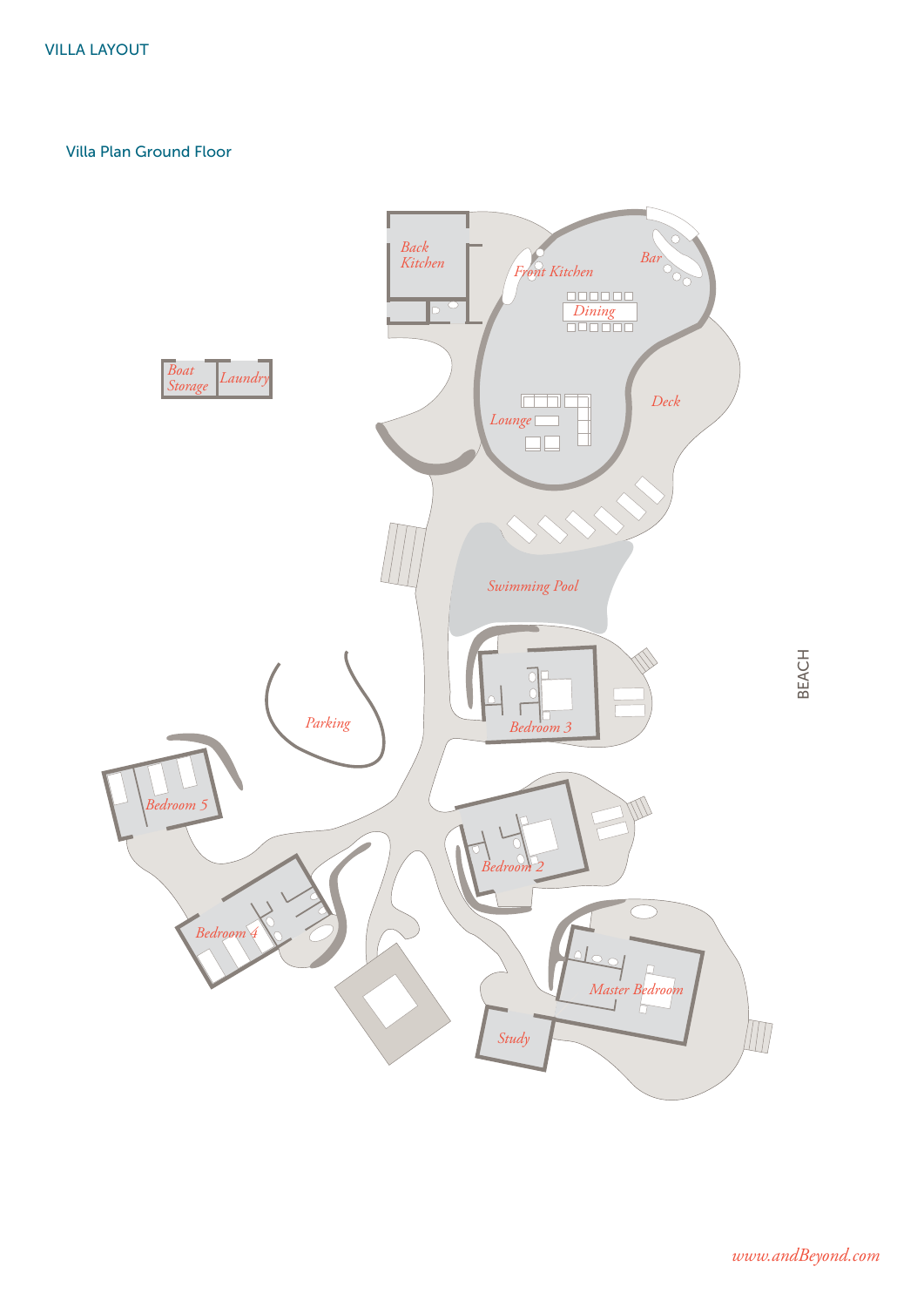VILLA LAYOUT

## Villa Plan Ground Floor

Back Kitchen

Front Kitchen

Bar

Dining

Boat Storage

Laundry

Lounge

Deck

Swimming Pool

Parking

Bedroom 3

BEACH

Bedroom 5

Bedroom 2

Bedroom 4

Master Bedroom

Study

www.andBeyond.com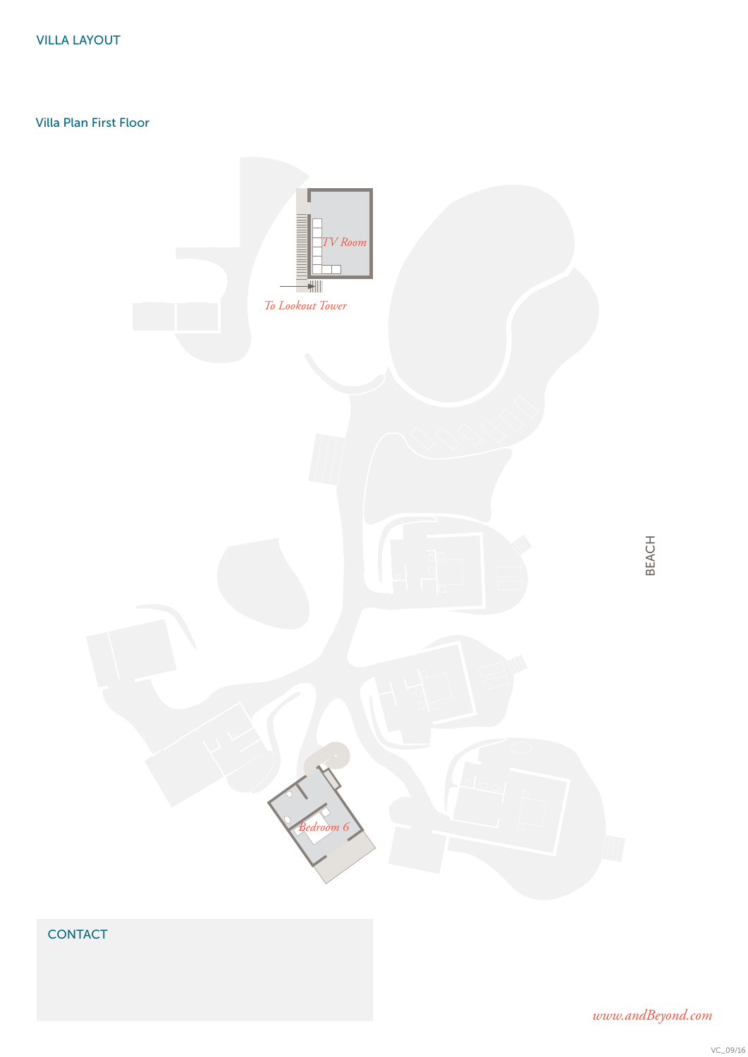# VILLA LAYOUT

## Villa Plan First Floor

TV Room

To Lookout Tower

Bedroom 6

BEACH

## CONTACT

*www.andBeyond.com*

VC_09/16